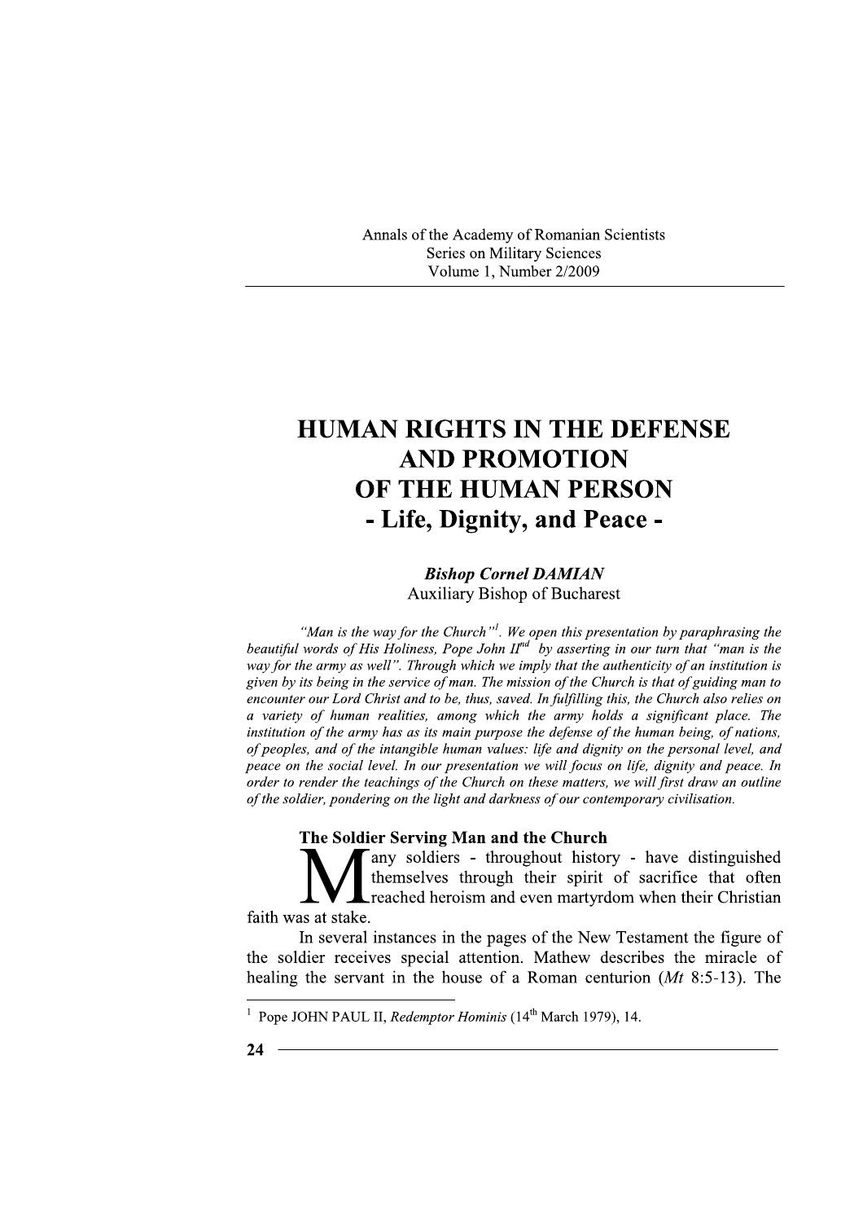# HUMAN RIGHTS IN THE DEFENSE AND PROMOTION OF THE HUMAN PERSON - Life, Dignity, and Peace -

***Bishop Cornel DAMIAN***
Auxiliary Bishop of Bucharest

*"Man is the way for the Church"*[1]*. We open this presentation by paraphrasing the beautiful words of His Holiness, Pope John II*[nd] *by asserting in our turn that "man is the way for the army as well". Through which we imply that the authenticity of an institution is given by its being in the service of man. The mission of the Church is that of guiding man to encounter our Lord Christ and to be, thus, saved. In fulfilling this, the Church also relies on a variety of human realities, among which the army holds a significant place. The institution of the army has as its main purpose the defense of the human being, of nations, of peoples, and of the intangible human values: life and dignity on the personal level, and peace on the social level. In our presentation we will focus on life, dignity and peace. In order to render the teachings of the Church on these matters, we will first draw an outline of the soldier, pondering on the light and darkness of our contemporary civilisation.*

## The Soldier Serving Man and the Church

Many soldiers - throughout history - have distinguished themselves through their spirit of sacrifice that often reached heroism and even martyrdom when their Christian faith was at stake.

In several instances in the pages of the New Testament the figure of the soldier receives special attention. Mathew describes the miracle of healing the servant in the house of a Roman centurion (*Mt* 8:5-13). The

---

[1] Pope JOHN PAUL II, *Redemptor Hominis* (14th March 1979), 14.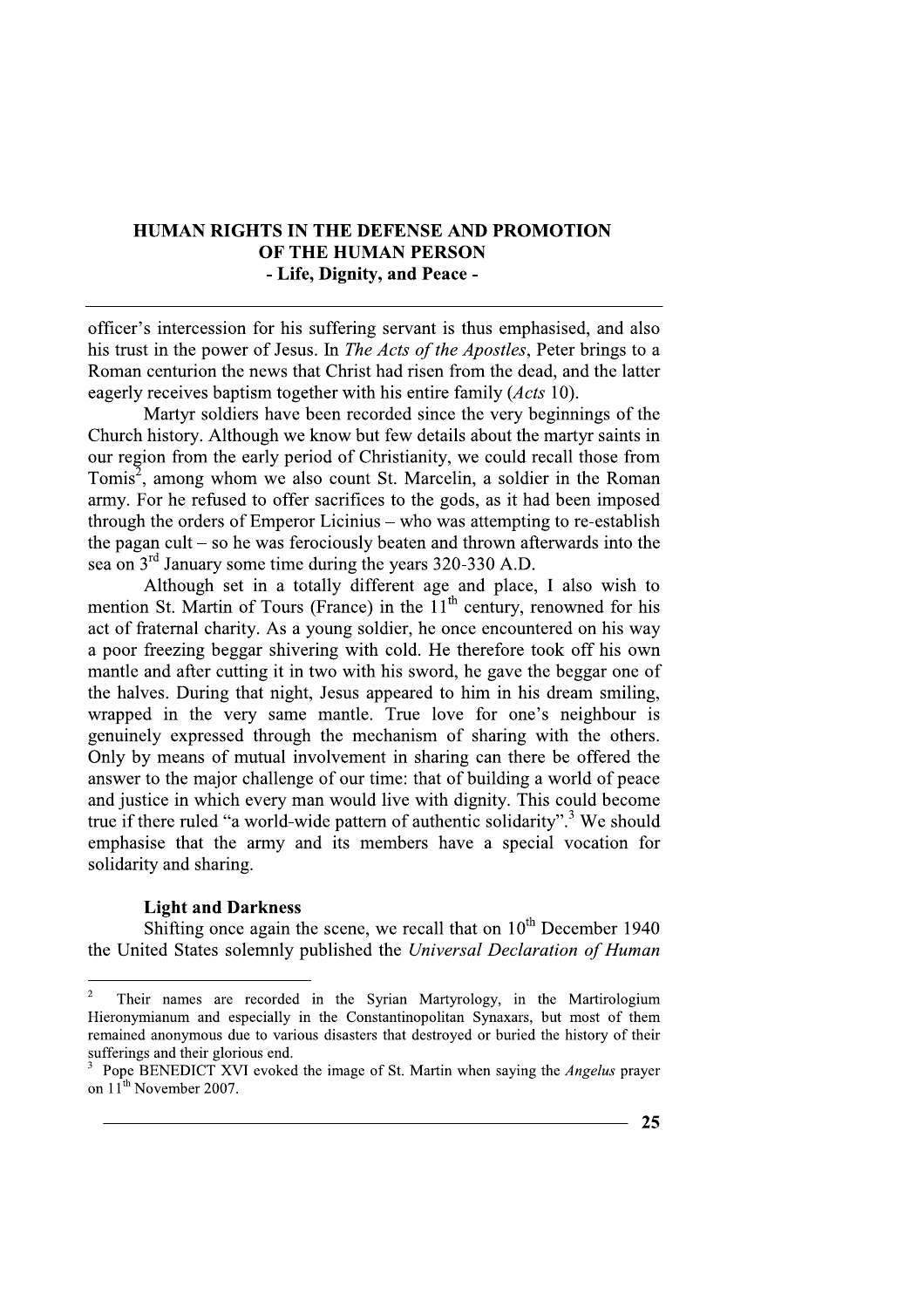officer's intercession for his suffering servant is thus emphasised, and also his trust in the power of Jesus. In *The Acts of the Apostles*, Peter brings to a Roman centurion the news that Christ had risen from the dead, and the latter eagerly receives baptism together with his entire family (*Acts* 10).

Martyr soldiers have been recorded since the very beginnings of the Church history. Although we know but few details about the martyr saints in our region from the early period of Christianity, we could recall those from Tomis[2], among whom we also count St. Marcelin, a soldier in the Roman army. For he refused to offer sacrifices to the gods, as it had been imposed through the orders of Emperor Licinius – who was attempting to re-establish the pagan cult – so he was ferociously beaten and thrown afterwards into the sea on 3rd January some time during the years 320-330 A.D.

Although set in a totally different age and place, I also wish to mention St. Martin of Tours (France) in the 11th century, renowned for his act of fraternal charity. As a young soldier, he once encountered on his way a poor freezing beggar shivering with cold. He therefore took off his own mantle and after cutting it in two with his sword, he gave the beggar one of the halves. During that night, Jesus appeared to him in his dream smiling, wrapped in the very same mantle. True love for one's neighbour is genuinely expressed through the mechanism of sharing with the others. Only by means of mutual involvement in sharing can there be offered the answer to the major challenge of our time: that of building a world of peace and justice in which every man would live with dignity. This could become true if there ruled "a world-wide pattern of authentic solidarity".[3] We should emphasise that the army and its members have a special vocation for solidarity and sharing.

### Light and Darkness

Shifting once again the scene, we recall that on 10th December 1940 the United States solemnly published the *Universal Declaration of Human*

---

[2] Their names are recorded in the Syrian Martyrology, in the Martirologium Hieronymianum and especially in the Constantinopolitan Synaxars, but most of them remained anonymous due to various disasters that destroyed or buried the history of their sufferings and their glorious end.

[3] Pope BENEDICT XVI evoked the image of St. Martin when saying the *Angelus* prayer on 11th November 2007.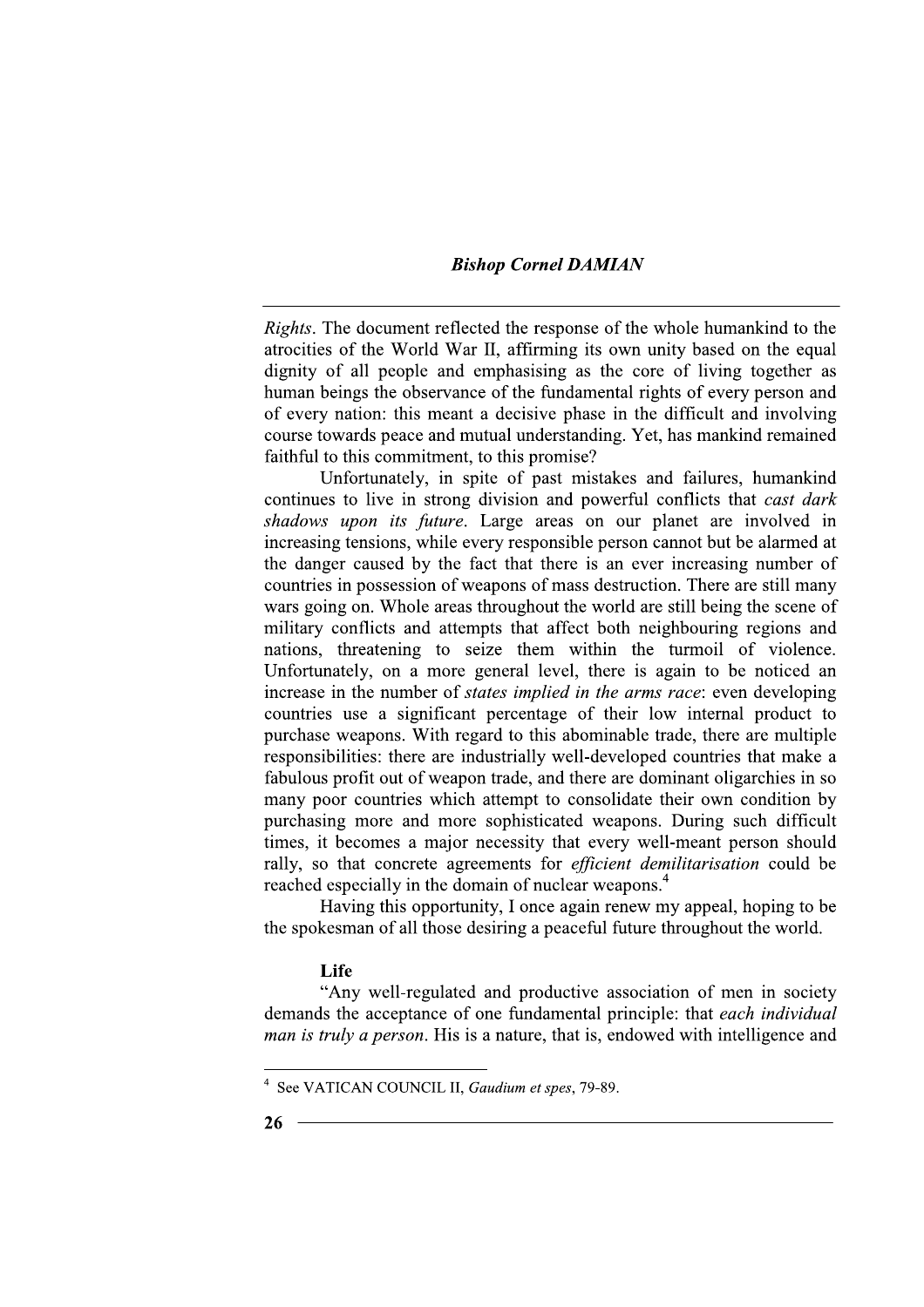*Rights*. The document reflected the response of the whole humankind to the atrocities of the World War II, affirming its own unity based on the equal dignity of all people and emphasising as the core of living together as human beings the observance of the fundamental rights of every person and of every nation: this meant a decisive phase in the difficult and involving course towards peace and mutual understanding. Yet, has mankind remained faithful to this commitment, to this promise?

Unfortunately, in spite of past mistakes and failures, humankind continues to live in strong division and powerful conflicts that *cast dark shadows upon its future*. Large areas on our planet are involved in increasing tensions, while every responsible person cannot but be alarmed at the danger caused by the fact that there is an ever increasing number of countries in possession of weapons of mass destruction. There are still many wars going on. Whole areas throughout the world are still being the scene of military conflicts and attempts that affect both neighbouring regions and nations, threatening to seize them within the turmoil of violence. Unfortunately, on a more general level, there is again to be noticed an increase in the number of *states implied in the arms race*: even developing countries use a significant percentage of their low internal product to purchase weapons. With regard to this abominable trade, there are multiple responsibilities: there are industrially well-developed countries that make a fabulous profit out of weapon trade, and there are dominant oligarchies in so many poor countries which attempt to consolidate their own condition by purchasing more and more sophisticated weapons. During such difficult times, it becomes a major necessity that every well-meant person should rally, so that concrete agreements for *efficient demilitarisation* could be reached especially in the domain of nuclear weapons.[4]

Having this opportunity, I once again renew my appeal, hoping to be the spokesman of all those desiring a peaceful future throughout the world.

### Life

"Any well-regulated and productive association of men in society demands the acceptance of one fundamental principle: that *each individual man is truly a person*. His is a nature, that is, endowed with intelligence and

---

[4] See VATICAN COUNCIL II, *Gaudium et spes*, 79-89.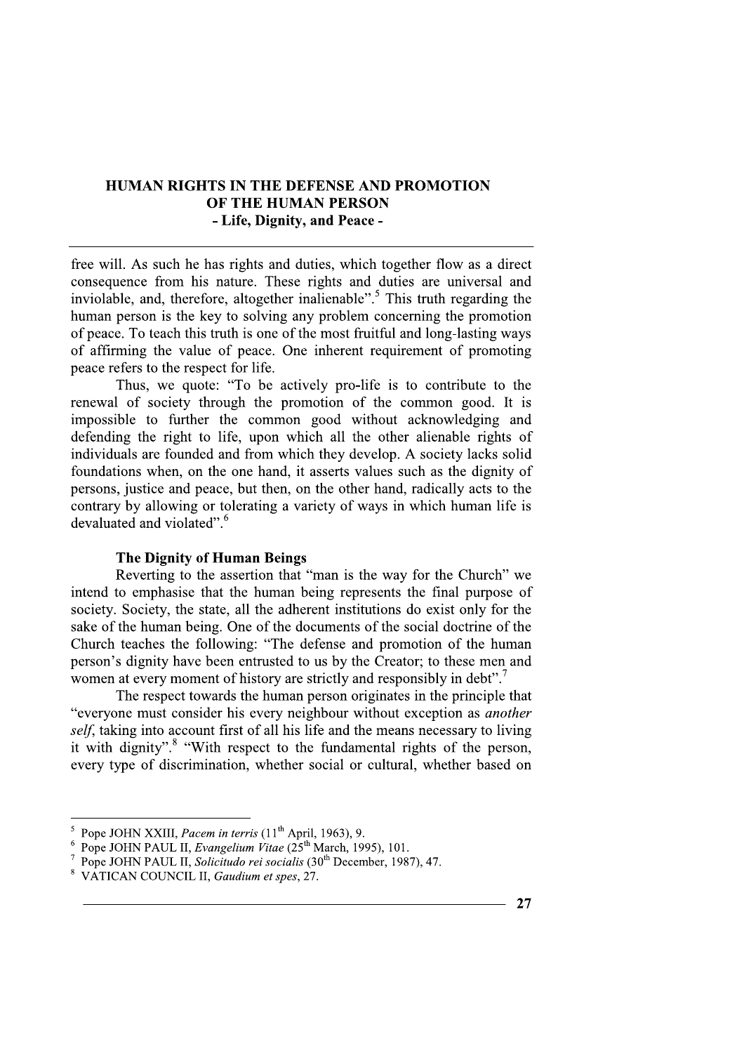free will. As such he has rights and duties, which together flow as a direct consequence from his nature. These rights and duties are universal and inviolable, and, therefore, altogether inalienable".[5] This truth regarding the human person is the key to solving any problem concerning the promotion of peace. To teach this truth is one of the most fruitful and long-lasting ways of affirming the value of peace. One inherent requirement of promoting peace refers to the respect for life.

Thus, we quote: "To be actively pro-life is to contribute to the renewal of society through the promotion of the common good. It is impossible to further the common good without acknowledging and defending the right to life, upon which all the other alienable rights of individuals are founded and from which they develop. A society lacks solid foundations when, on the one hand, it asserts values such as the dignity of persons, justice and peace, but then, on the other hand, radically acts to the contrary by allowing or tolerating a variety of ways in which human life is devaluated and violated".[6]

**The Dignity of Human Beings**

Reverting to the assertion that "man is the way for the Church" we intend to emphasise that the human being represents the final purpose of society. Society, the state, all the adherent institutions do exist only for the sake of the human being. One of the documents of the social doctrine of the Church teaches the following: "The defense and promotion of the human person's dignity have been entrusted to us by the Creator; to these men and women at every moment of history are strictly and responsibly in debt".[7]

The respect towards the human person originates in the principle that "everyone must consider his every neighbour without exception as *another self*, taking into account first of all his life and the means necessary to living it with dignity".[8] "With respect to the fundamental rights of the person, every type of discrimination, whether social or cultural, whether based on

---

[5] Pope JOHN XXIII, *Pacem in terris* (11th April, 1963), 9.

[6] Pope JOHN PAUL II, *Evangelium Vitae* (25th March, 1995), 101.

[7] Pope JOHN PAUL II, *Solicitudo rei socialis* (30th December, 1987), 47.

[8] VATICAN COUNCIL II, *Gaudium et spes*, 27.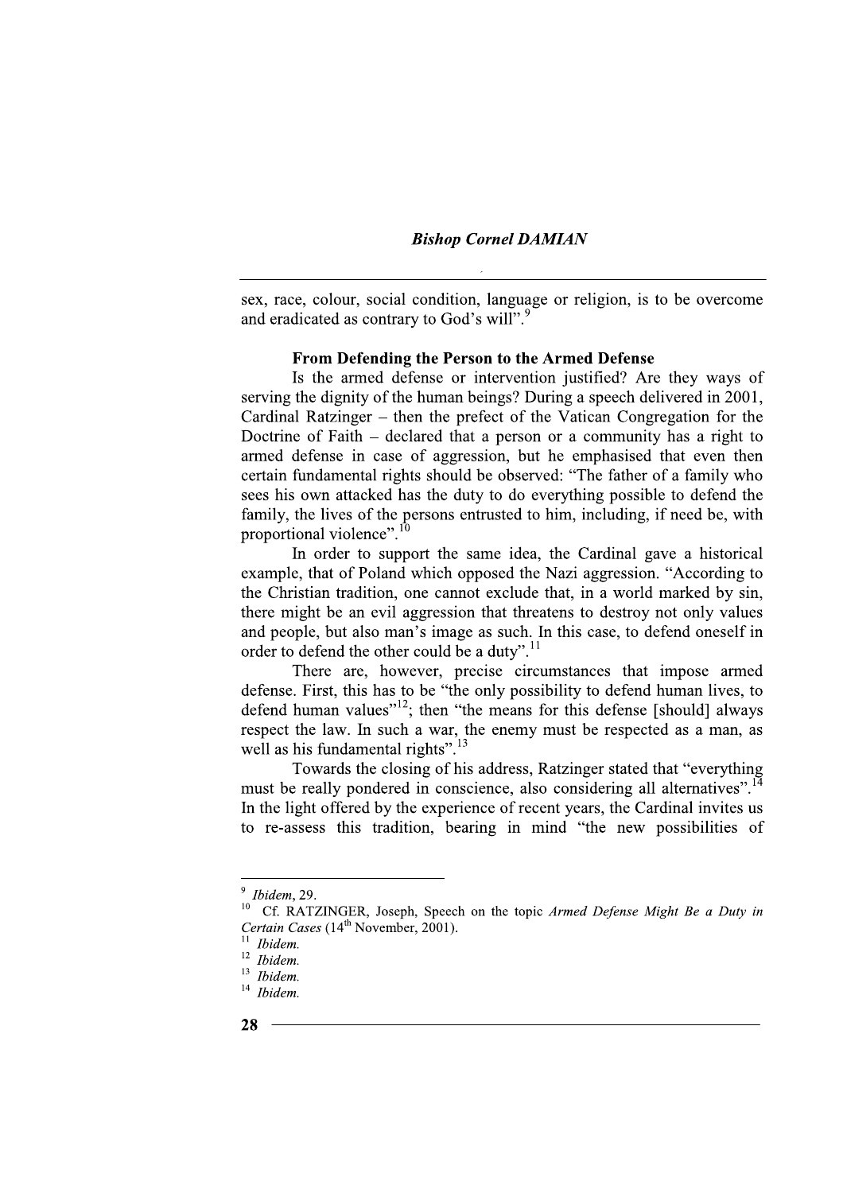sex, race, colour, social condition, language or religion, is to be overcome and eradicated as contrary to God's will".[9]

**From Defending the Person to the Armed Defense**

Is the armed defense or intervention justified? Are they ways of serving the dignity of the human beings? During a speech delivered in 2001, Cardinal Ratzinger – then the prefect of the Vatican Congregation for the Doctrine of Faith – declared that a person or a community has a right to armed defense in case of aggression, but he emphasised that even then certain fundamental rights should be observed: "The father of a family who sees his own attacked has the duty to do everything possible to defend the family, the lives of the persons entrusted to him, including, if need be, with proportional violence".[10]

In order to support the same idea, the Cardinal gave a historical example, that of Poland which opposed the Nazi aggression. "According to the Christian tradition, one cannot exclude that, in a world marked by sin, there might be an evil aggression that threatens to destroy not only values and people, but also man's image as such. In this case, to defend oneself in order to defend the other could be a duty".[11]

There are, however, precise circumstances that impose armed defense. First, this has to be "the only possibility to defend human lives, to defend human values"[12]; then "the means for this defense [should] always respect the law. In such a war, the enemy must be respected as a man, as well as his fundamental rights".[13]

Towards the closing of his address, Ratzinger stated that "everything must be really pondered in conscience, also considering all alternatives".[14] In the light offered by the experience of recent years, the Cardinal invites us to re-assess this tradition, bearing in mind "the new possibilities of

---

[9] *Ibidem*, 29.

[10] Cf. RATZINGER, Joseph, Speech on the topic *Armed Defense Might Be a Duty in Certain Cases* (14th November, 2001).

[11] *Ibidem.*

[12] *Ibidem.*

[13] *Ibidem.*

[14] *Ibidem.*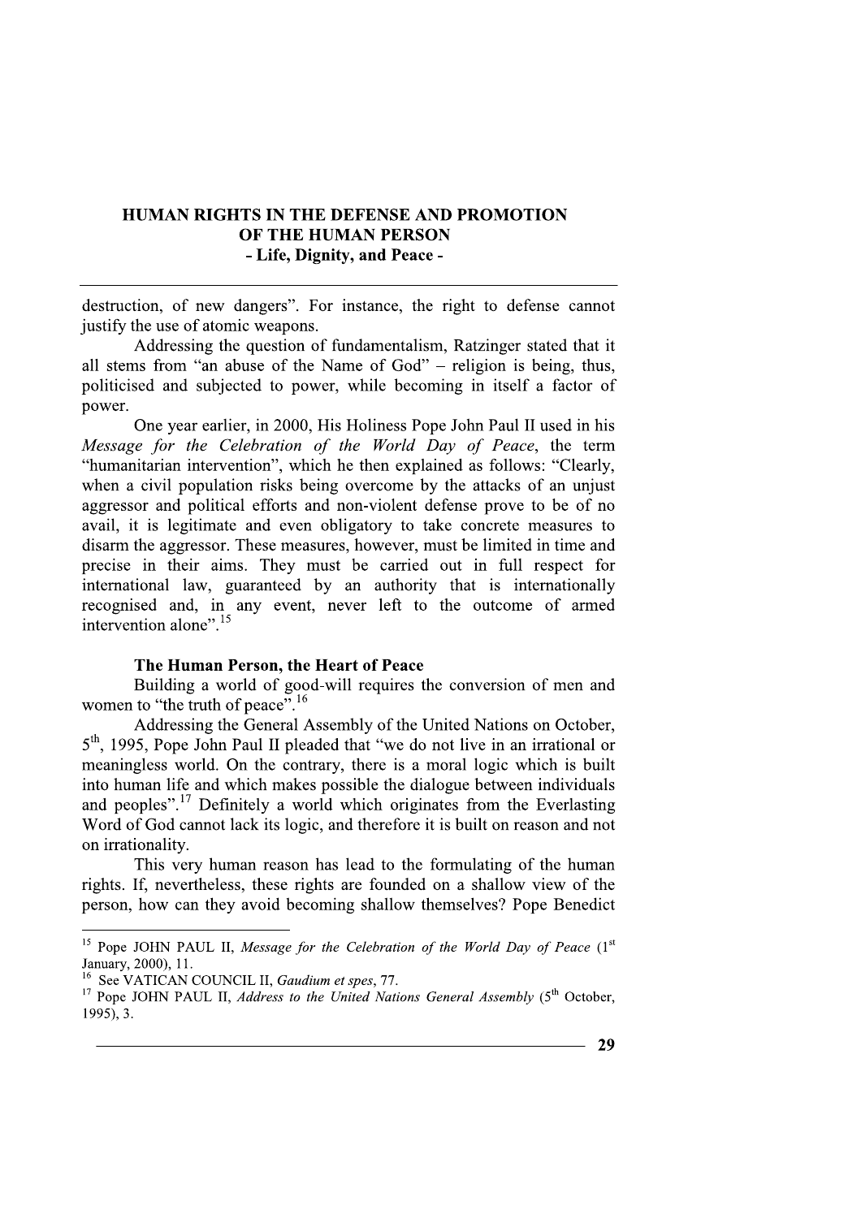destruction, of new dangers". For instance, the right to defense cannot justify the use of atomic weapons.

Addressing the question of fundamentalism, Ratzinger stated that it all stems from "an abuse of the Name of God" – religion is being, thus, politicised and subjected to power, while becoming in itself a factor of power.

One year earlier, in 2000, His Holiness Pope John Paul II used in his *Message for the Celebration of the World Day of Peace*, the term "humanitarian intervention", which he then explained as follows: "Clearly, when a civil population risks being overcome by the attacks of an unjust aggressor and political efforts and non-violent defense prove to be of no avail, it is legitimate and even obligatory to take concrete measures to disarm the aggressor. These measures, however, must be limited in time and precise in their aims. They must be carried out in full respect for international law, guaranteed by an authority that is internationally recognised and, in any event, never left to the outcome of armed intervention alone".[15]

**The Human Person, the Heart of Peace**

Building a world of good-will requires the conversion of men and women to "the truth of peace".[16]

Addressing the General Assembly of the United Nations on October, 5th, 1995, Pope John Paul II pleaded that "we do not live in an irrational or meaningless world. On the contrary, there is a moral logic which is built into human life and which makes possible the dialogue between individuals and peoples".[17] Definitely a world which originates from the Everlasting Word of God cannot lack its logic, and therefore it is built on reason and not on irrationality.

This very human reason has lead to the formulating of the human rights. If, nevertheless, these rights are founded on a shallow view of the person, how can they avoid becoming shallow themselves? Pope Benedict

---

[15] Pope JOHN PAUL II, *Message for the Celebration of the World Day of Peace* (1st January, 2000), 11.

[16] See VATICAN COUNCIL II, *Gaudium et spes*, 77.

[17] Pope JOHN PAUL II, *Address to the United Nations General Assembly* (5th October, 1995), 3.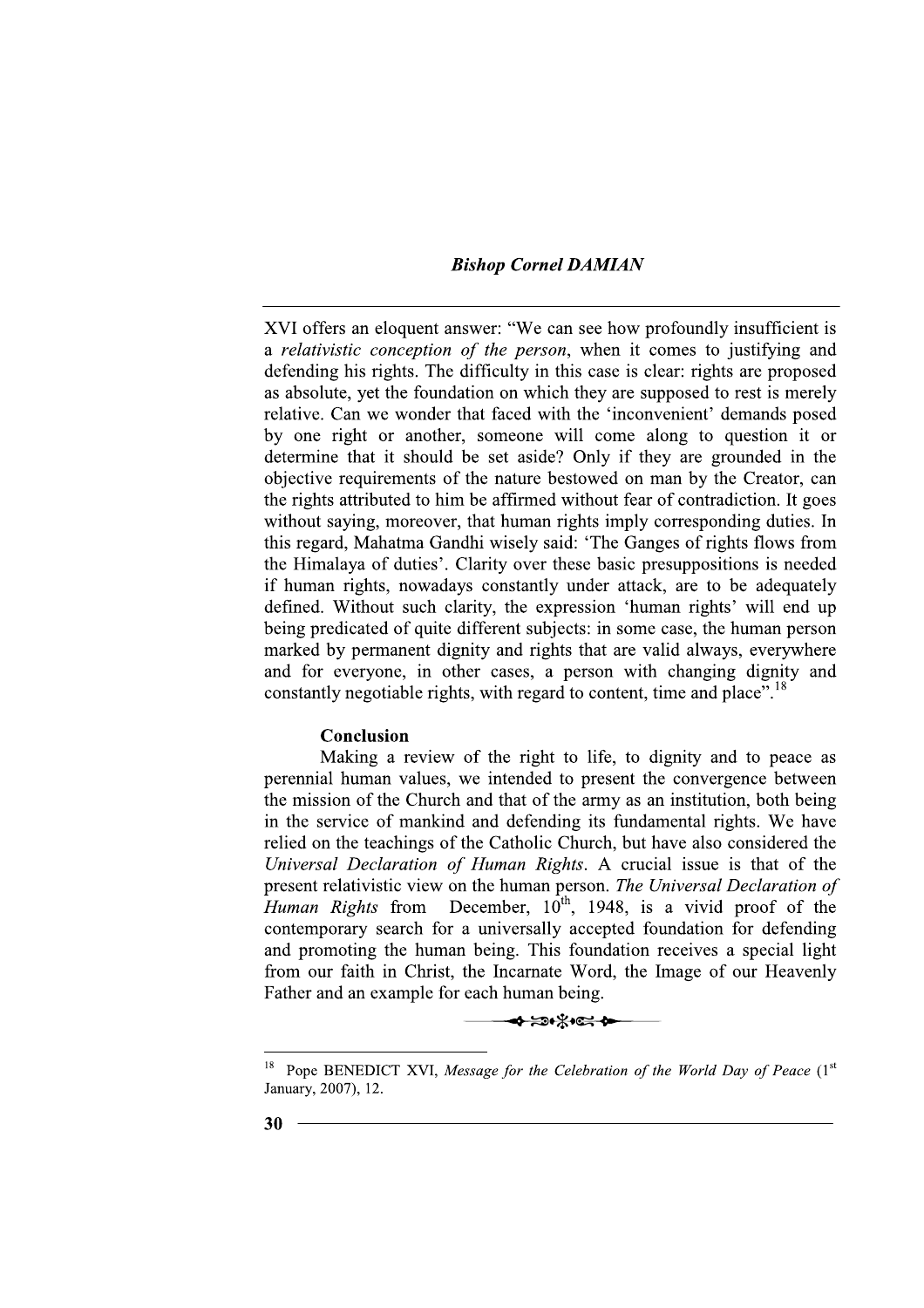XVI offers an eloquent answer: "We can see how profoundly insufficient is a *relativistic conception of the person*, when it comes to justifying and defending his rights. The difficulty in this case is clear: rights are proposed as absolute, yet the foundation on which they are supposed to rest is merely relative. Can we wonder that faced with the 'inconvenient' demands posed by one right or another, someone will come along to question it or determine that it should be set aside? Only if they are grounded in the objective requirements of the nature bestowed on man by the Creator, can the rights attributed to him be affirmed without fear of contradiction. It goes without saying, moreover, that human rights imply corresponding duties. In this regard, Mahatma Gandhi wisely said: 'The Ganges of rights flows from the Himalaya of duties'. Clarity over these basic presuppositions is needed if human rights, nowadays constantly under attack, are to be adequately defined. Without such clarity, the expression 'human rights' will end up being predicated of quite different subjects: in some case, the human person marked by permanent dignity and rights that are valid always, everywhere and for everyone, in other cases, a person with changing dignity and constantly negotiable rights, with regard to content, time and place".[18]

**Conclusion**

Making a review of the right to life, to dignity and to peace as perennial human values, we intended to present the convergence between the mission of the Church and that of the army as an institution, both being in the service of mankind and defending its fundamental rights. We have relied on the teachings of the Catholic Church, but have also considered the *Universal Declaration of Human Rights*. A crucial issue is that of the present relativistic view on the human person. *The Universal Declaration of Human Rights* from December, 10th, 1948, is a vivid proof of the contemporary search for a universally accepted foundation for defending and promoting the human being. This foundation receives a special light from our faith in Christ, the Incarnate Word, the Image of our Heavenly Father and an example for each human being.

---

[18] Pope BENEDICT XVI, *Message for the Celebration of the World Day of Peace* (1st January, 2007), 12.